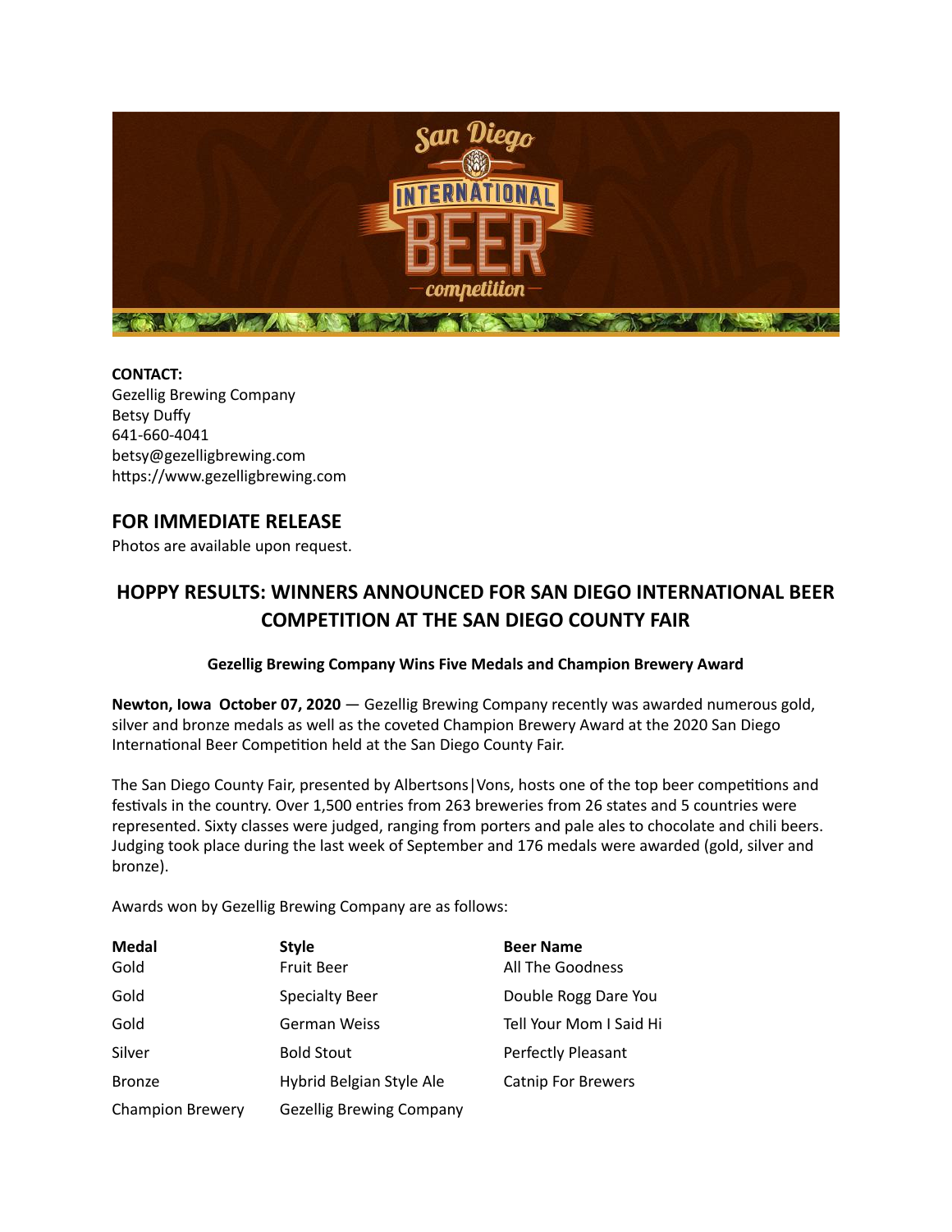**CONTACT:**
Gezellig Brewing Company
Betsy Duffy
641-660-4041
betsy@gezelligbrewing.com
https://www.gezelligbrewing.com

## FOR IMMEDIATE RELEASE

Photos are available upon request.

# HOPPY RESULTS: WINNERS ANNOUNCED FOR SAN DIEGO INTERNATIONAL BEER COMPETITION AT THE SAN DIEGO COUNTY FAIR

**Gezellig Brewing Company Wins Five Medals and Champion Brewery Award**

**Newton, Iowa October 07, 2020** — Gezellig Brewing Company recently was awarded numerous gold, silver and bronze medals as well as the coveted Champion Brewery Award at the 2020 San Diego International Beer Competition held at the San Diego County Fair.

The San Diego County Fair, presented by Albertsons|Vons, hosts one of the top beer competitions and festivals in the country. Over 1,500 entries from 263 breweries from 26 states and 5 countries were represented. Sixty classes were judged, ranging from porters and pale ales to chocolate and chili beers. Judging took place during the last week of September and 176 medals were awarded (gold, silver and bronze).

Awards won by Gezellig Brewing Company are as follows:

| Medal | Style | Beer Name |
|---|---|---|
| Gold | Fruit Beer | All The Goodness |
| Gold | Specialty Beer | Double Rogg Dare You |
| Gold | German Weiss | Tell Your Mom I Said Hi |
| Silver | Bold Stout | Perfectly Pleasant |
| Bronze | Hybrid Belgian Style Ale | Catnip For Brewers |
| Champion Brewery | Gezellig Brewing Company | |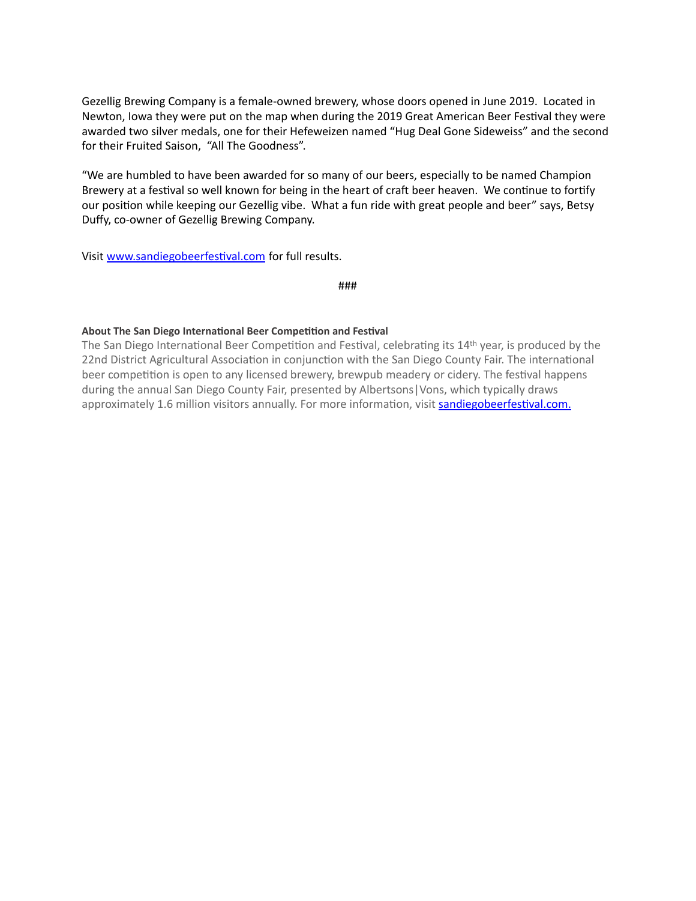Gezellig Brewing Company is a female-owned brewery, whose doors opened in June 2019. Located in Newton, Iowa they were put on the map when during the 2019 Great American Beer Festival they were awarded two silver medals, one for their Hefeweizen named "Hug Deal Gone Sideweiss" and the second for their Fruited Saison, "All The Goodness".

"We are humbled to have been awarded for so many of our beers, especially to be named Champion Brewery at a festival so well known for being in the heart of craft beer heaven. We continue to fortify our position while keeping our Gezellig vibe. What a fun ride with great people and beer" says, Betsy Duffy, co-owner of Gezellig Brewing Company.

Visit [www.sandiegobeerfestival.com](http://www.sandiegobeerfestival.com) for full results.

###

**About The San Diego International Beer Competition and Festival**

The San Diego International Beer Competition and Festival, celebrating its 14th year, is produced by the 22nd District Agricultural Association in conjunction with the San Diego County Fair. The international beer competition is open to any licensed brewery, brewpub meadery or cidery. The festival happens during the annual San Diego County Fair, presented by Albertsons|Vons, which typically draws approximately 1.6 million visitors annually. For more information, visit [sandiegobeerfestival.com.](http://sandiegobeerfestival.com)